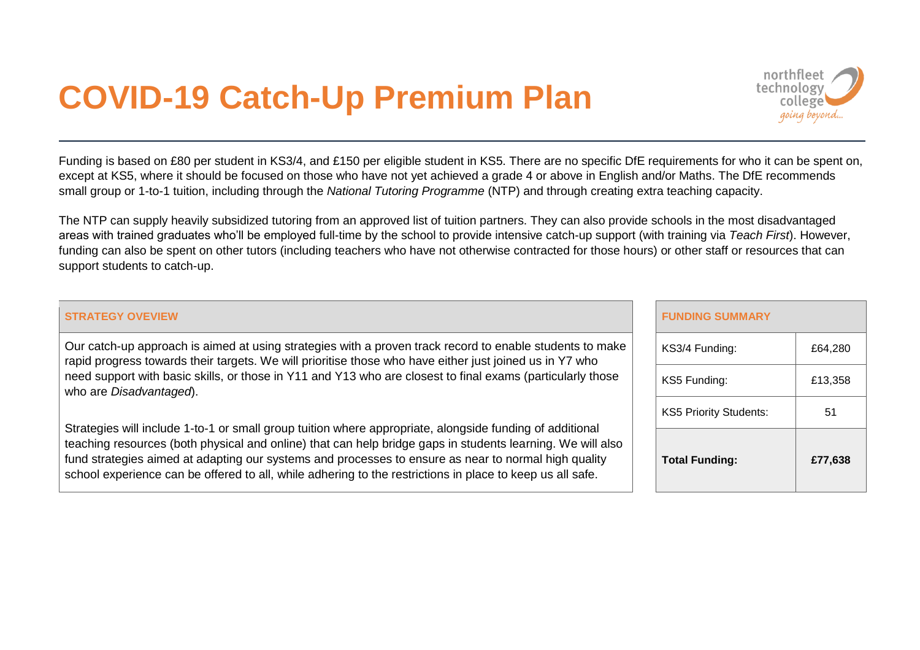# COVID-19 Catch-Up Premium Plan

Funding is based on £80 per student in KS3/4, and £150 per eligible student in KS5. There are no specific DfE requirements for who it can be spent on, except at KS5, where it should be focused on those who have not yet achieved a grade 4 or above in English and/or Maths. The DfE recommends small group or 1-to-1 tuition, including through the *National Tutoring Programme* (NTP) and through creating extra teaching capacity.

The NTP can supply heavily subsidized tutoring from an approved list of tuition partners. They can also provide schools in the most disadvantaged areas with trained graduates who'll be employed full-time by the school to provide intensive catch-up support (with training via *Teach First*). However, funding can also be spent on other tutors (including teachers who have not otherwise contracted for those hours) or other staff or resources that can support students to catch-up.

| STRATEGY OVEVIEW |
| --- |
| Our catch-up approach is aimed at using strategies with a proven track record to enable students to make rapid progress towards their targets. We will prioritise those who have either just joined us in Y7 who need support with basic skills, or those in Y11 and Y13 who are closest to final exams (particularly those who are *Disadvantaged*).<br><br>Strategies will include 1-to-1 or small group tuition where appropriate, alongside funding of additional teaching resources (both physical and online) that can help bridge gaps in students learning. We will also fund strategies aimed at adapting our systems and processes to ensure as near to normal high quality school experience can be offered to all, while adhering to the restrictions in place to keep us all safe. |

| FUNDING SUMMARY | |
| --- | --- |
| KS3/4 Funding: | £64,280 |
| KS5 Funding: | £13,358 |
| KS5 Priority Students: | 51 |
| **Total Funding:** | **£77,638** |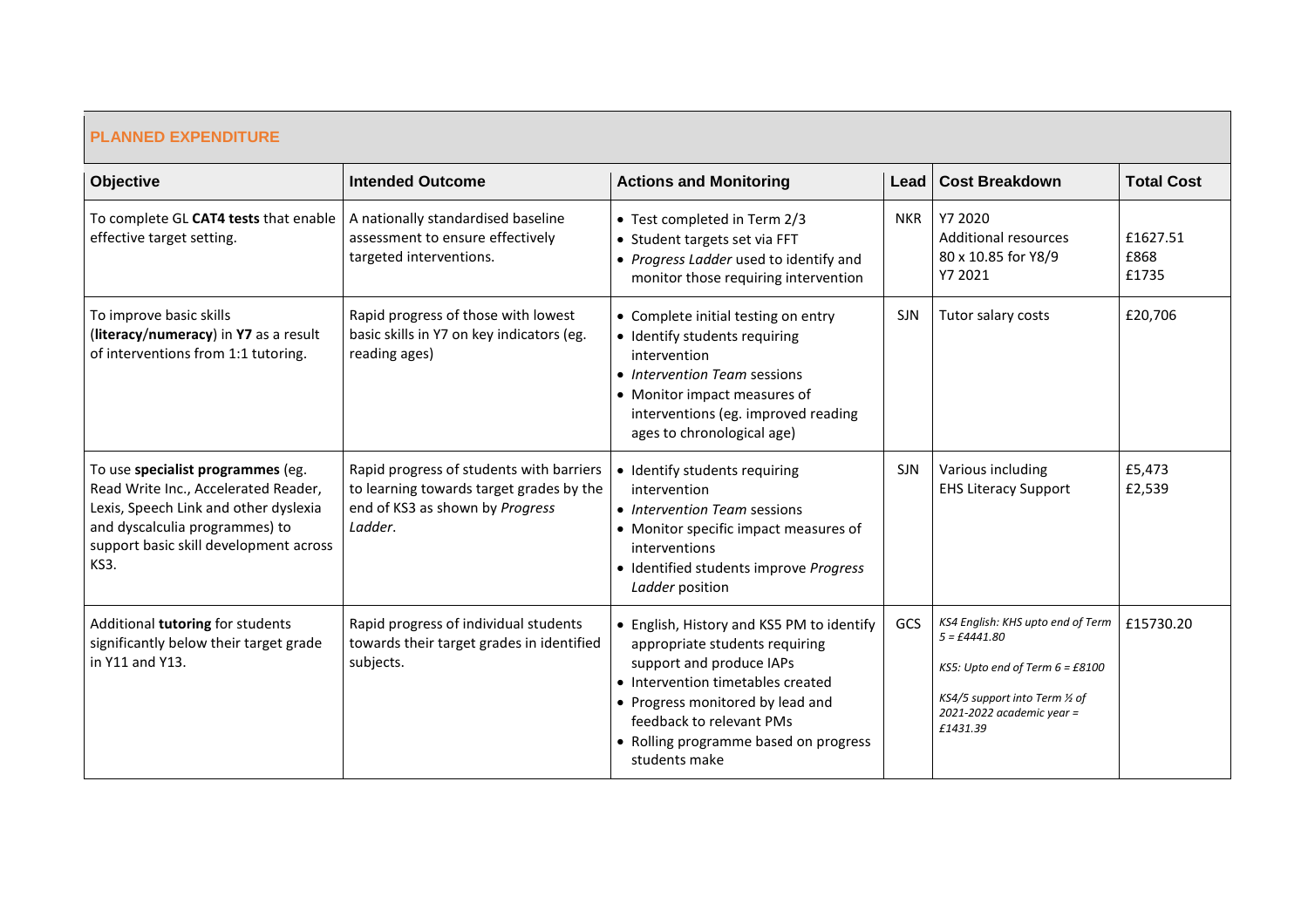| PLANNED EXPENDITURE | | | | | |
|---|---|---|---|---|---|
| **Objective** | **Intended Outcome** | **Actions and Monitoring** | **Lead** | **Cost Breakdown** | **Total Cost** |
| To complete GL **CAT4 tests** that enable effective target setting. | A nationally standardised baseline assessment to ensure effectively targeted interventions. | • Test completed in Term 2/3<br>• Student targets set via FFT<br>• *Progress Ladder* used to identify and monitor those requiring intervention | NKR | Y7 2020<br>Additional resources<br>80 x 10.85 for Y8/9<br>Y7 2021 | £1627.51<br>£868<br>£1735 |
| To improve basic skills (**literacy**/**numeracy**) in **Y7** as a result of interventions from 1:1 tutoring. | Rapid progress of those with lowest basic skills in Y7 on key indicators (eg. reading ages) | • Complete initial testing on entry<br>• Identify students requiring intervention<br>• *Intervention Team* sessions<br>• Monitor impact measures of interventions (eg. improved reading ages to chronological age) | SJN | Tutor salary costs | £20,706 |
| To use **specialist programmes** (eg. Read Write Inc., Accelerated Reader, Lexis, Speech Link and other dyslexia and dyscalculia programmes) to support basic skill development across KS3. | Rapid progress of students with barriers to learning towards target grades by the end of KS3 as shown by *Progress Ladder*. | • Identify students requiring intervention<br>• *Intervention Team* sessions<br>• Monitor specific impact measures of interventions<br>• Identified students improve *Progress Ladder* position | SJN | Various including<br>EHS Literacy Support | £5,473<br>£2,539 |
| Additional **tutoring** for students significantly below their target grade in Y11 and Y13. | Rapid progress of individual students towards their target grades in identified subjects. | • English, History and KS5 PM to identify appropriate students requiring support and produce IAPs<br>• Intervention timetables created<br>• Progress monitored by lead and feedback to relevant PMs<br>• Rolling programme based on progress students make | GCS | *KS4 English: KHS upto end of Term 5 = £4441.80*<br><br>*KS5: Upto end of Term 6 = £8100*<br><br>*KS4/5 support into Term ½ of 2021-2022 academic year = £1431.39* | £15730.20 |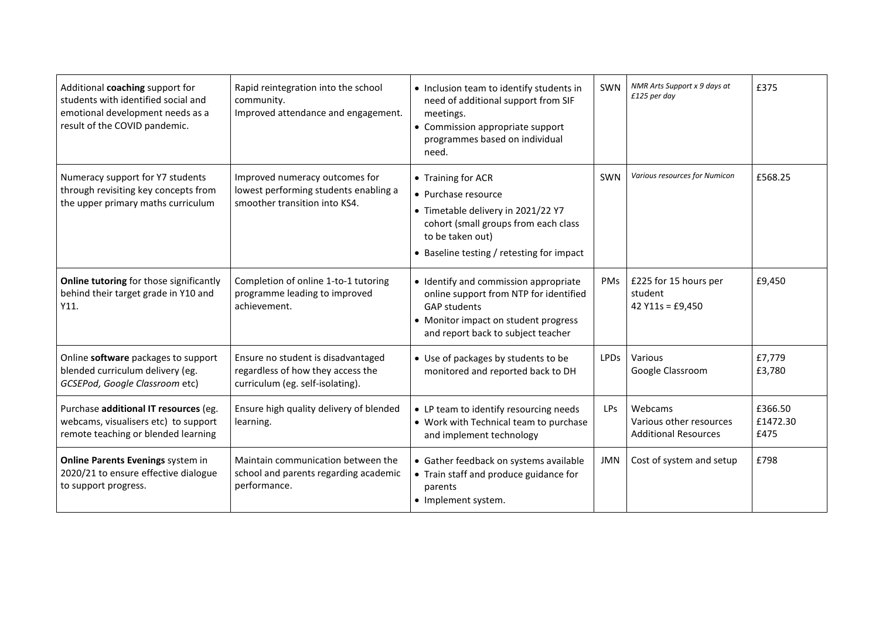| | | | | | |
|---|---|---|---|---|---|
| Additional **coaching** support for students with identified social and emotional development needs as a result of the COVID pandemic. | Rapid reintegration into the school community.<br>Improved attendance and engagement. | • Inclusion team to identify students in need of additional support from SIF meetings.<br>• Commission appropriate support programmes based on individual need. | SWN | *NMR Arts Support x 9 days at £125 per day* | £375 |
| Numeracy support for Y7 students through revisiting key concepts from the upper primary maths curriculum | Improved numeracy outcomes for lowest performing students enabling a smoother transition into KS4. | • Training for ACR<br>• Purchase resource<br>• Timetable delivery in 2021/22 Y7 cohort (small groups from each class to be taken out)<br>• Baseline testing / retesting for impact | SWN | *Various resources for Numicon* | £568.25 |
| **Online tutoring** for those significantly behind their target grade in Y10 and Y11. | Completion of online 1-to-1 tutoring programme leading to improved achievement. | • Identify and commission appropriate online support from NTP for identified GAP students<br>• Monitor impact on student progress and report back to subject teacher | PMs | £225 for 15 hours per student<br>42 Y11s = £9,450 | £9,450 |
| Online **software** packages to support blended curriculum delivery (eg. *GCSEPod, Google Classroom* etc) | Ensure no student is disadvantaged regardless of how they access the curriculum (eg. self-isolating). | • Use of packages by students to be monitored and reported back to DH | LPDs | Various<br>Google Classroom | £7,779<br>£3,780 |
| Purchase **additional IT resources** (eg. webcams, visualisers etc) to support remote teaching or blended learning | Ensure high quality delivery of blended learning. | • LP team to identify resourcing needs<br>• Work with Technical team to purchase and implement technology | LPs | Webcams<br>Various other resources<br>Additional Resources | £366.50<br>£1472.30<br>£475 |
| **Online Parents Evenings** system in 2020/21 to ensure effective dialogue to support progress. | Maintain communication between the school and parents regarding academic performance. | • Gather feedback on systems available<br>• Train staff and produce guidance for parents<br>• Implement system. | JMN | Cost of system and setup | £798 |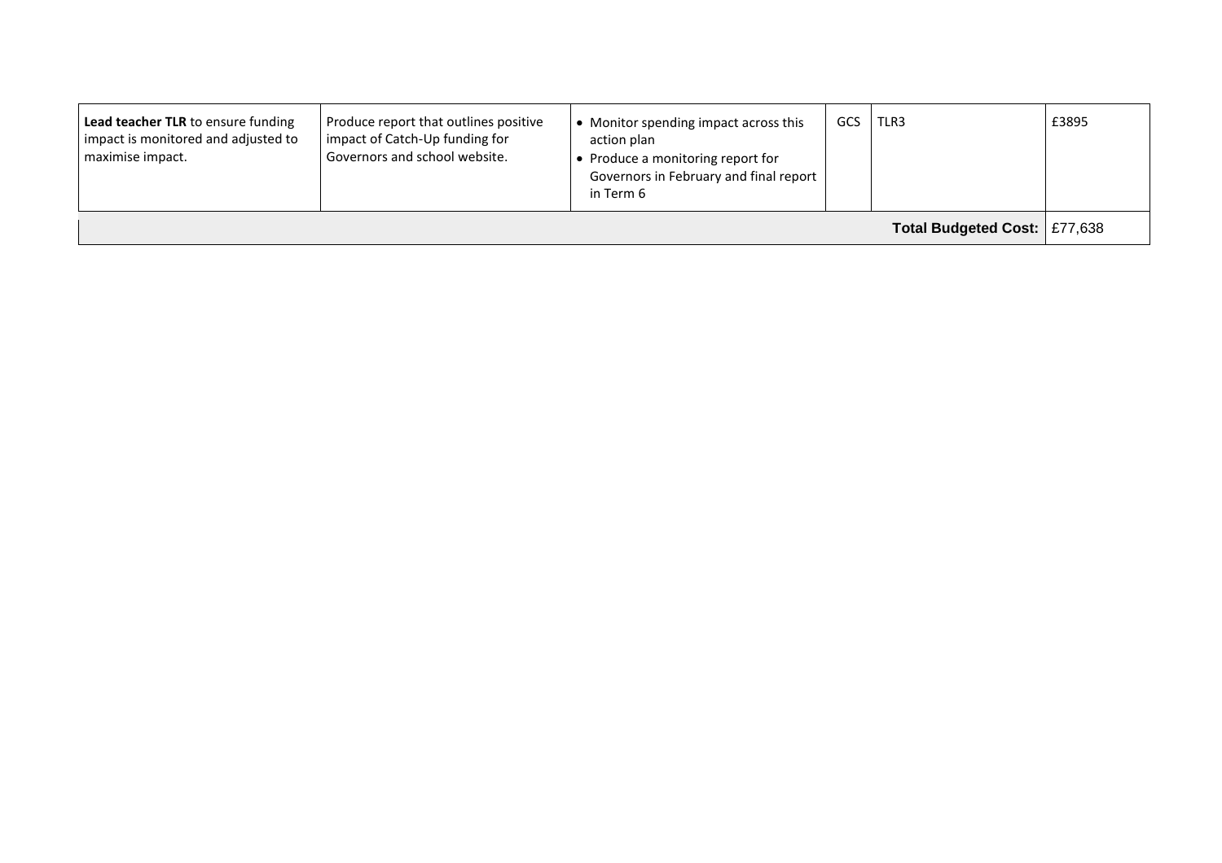| | | | | | |
|---|---|---|---|---|---|
| **Lead teacher TLR** to ensure funding impact is monitored and adjusted to maximise impact. | Produce report that outlines positive impact of Catch-Up funding for Governors and school website. | • Monitor spending impact across this action plan<br>• Produce a monitoring report for Governors in February and final report in Term 6 | GCS | TLR3 | £3895 |
| | | | | **Total Budgeted Cost:** | £77,638 |